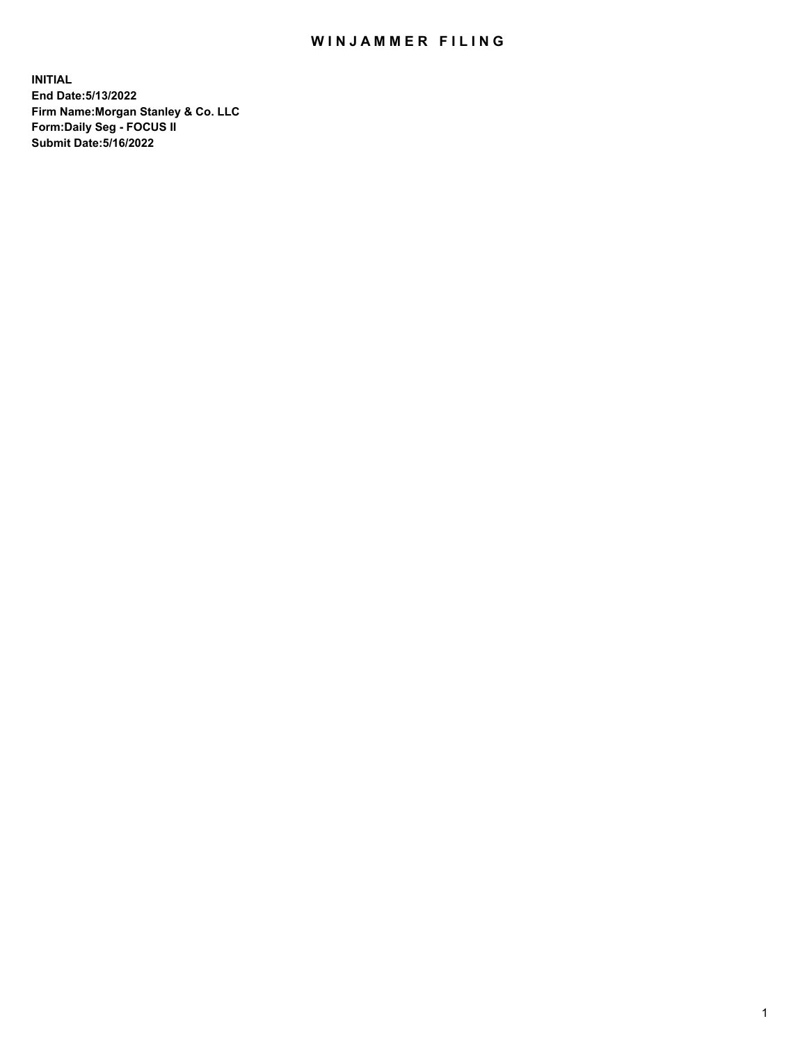# WINJAMMER FILING

**INITIAL**
**End Date:5/13/2022**
**Firm Name:Morgan Stanley & Co. LLC**
**Form:Daily Seg - FOCUS II**
**Submit Date:5/16/2022**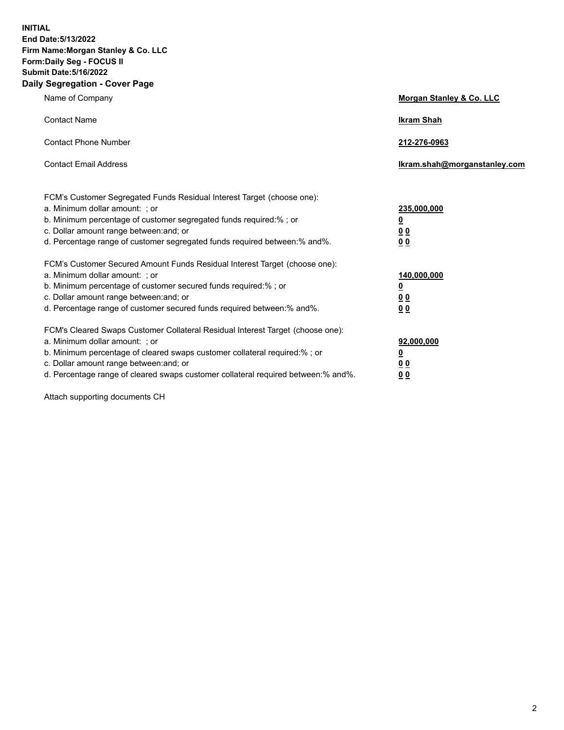**INITIAL**
**End Date:5/13/2022**
**Firm Name:Morgan Stanley & Co. LLC**
**Form:Daily Seg - FOCUS II**
**Submit Date:5/16/2022**

## Daily Segregation - Cover Page

| | |
|---|---|
| Name of Company | **Morgan Stanley & Co. LLC** |
| Contact Name | **Ikram Shah** |
| Contact Phone Number | **212-276-0963** |
| Contact Email Address | **Ikram.shah@morganstanley.com** |

| | |
|---|---|
| FCM's Customer Segregated Funds Residual Interest Target (choose one): | |
| a. Minimum dollar amount: ; or | **235,000,000** |
| b. Minimum percentage of customer segregated funds required:% ; or | **0** |
| c. Dollar amount range between:and; or | **0 0** |
| d. Percentage range of customer segregated funds required between:% and%. | **0 0** |
| FCM's Customer Secured Amount Funds Residual Interest Target (choose one): | |
| a. Minimum dollar amount: ; or | **140,000,000** |
| b. Minimum percentage of customer secured funds required:% ; or | **0** |
| c. Dollar amount range between:and; or | **0 0** |
| d. Percentage range of customer secured funds required between:% and%. | **0 0** |
| FCM's Cleared Swaps Customer Collateral Residual Interest Target (choose one): | |
| a. Minimum dollar amount: ; or | **92,000,000** |
| b. Minimum percentage of cleared swaps customer collateral required:% ; or | **0** |
| c. Dollar amount range between:and; or | **0 0** |
| d. Percentage range of cleared swaps customer collateral required between:% and%. | **0 0** |

Attach supporting documents CH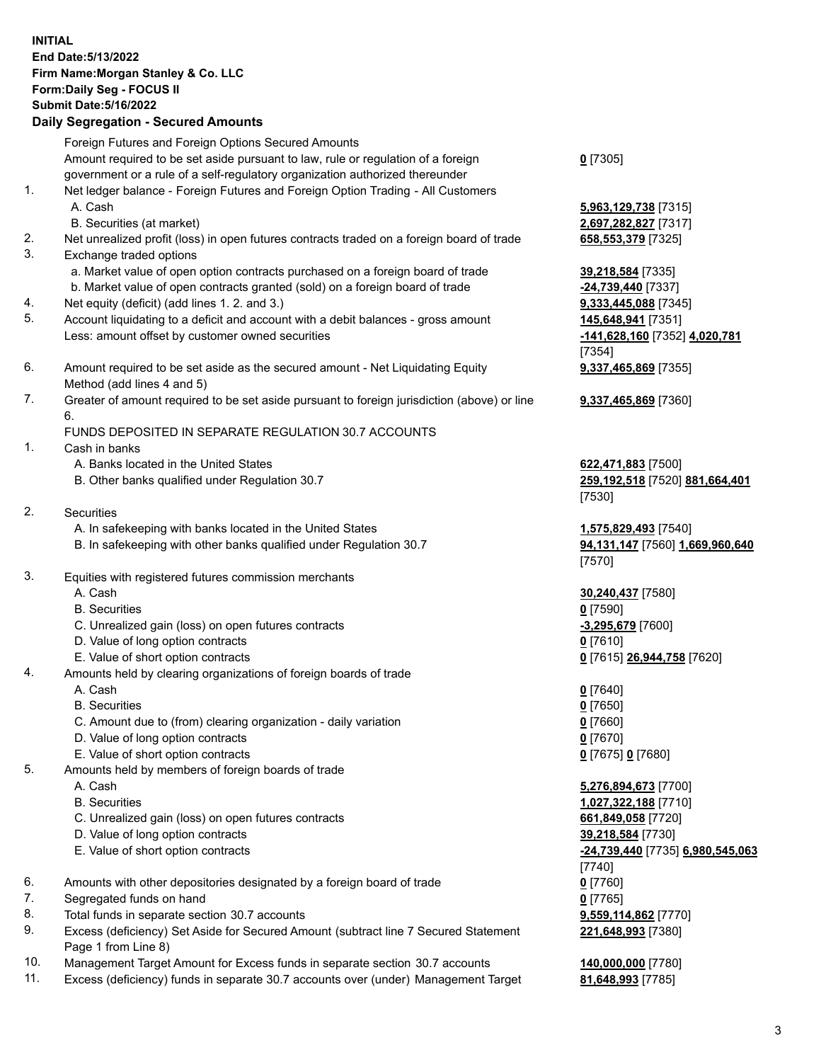**INITIAL**
**End Date:5/13/2022**
**Firm Name:Morgan Stanley & Co. LLC**
**Form:Daily Seg - FOCUS II**
**Submit Date:5/16/2022**

## Daily Segregation - Secured Amounts

| | | |
|---|---|---|
| | Foreign Futures and Foreign Options Secured Amounts | |
| | Amount required to be set aside pursuant to law, rule or regulation of a foreign government or a rule of a self-regulatory organization authorized thereunder | **0** [7305] |
| 1. | Net ledger balance - Foreign Futures and Foreign Option Trading - All Customers | |
| | A. Cash | **5,963,129,738** [7315] |
| | B. Securities (at market) | **2,697,282,827** [7317] |
| 2. | Net unrealized profit (loss) in open futures contracts traded on a foreign board of trade | **658,553,379** [7325] |
| 3. | Exchange traded options | |
| | a. Market value of open option contracts purchased on a foreign board of trade | **39,218,584** [7335] |
| | b. Market value of open contracts granted (sold) on a foreign board of trade | **-24,739,440** [7337] |
| 4. | Net equity (deficit) (add lines 1. 2. and 3.) | **9,333,445,088** [7345] |
| 5. | Account liquidating to a deficit and account with a debit balances - gross amount | **145,648,941** [7351] |
| | Less: amount offset by customer owned securities | **-141,628,160** [7352] **4,020,781** [7354] |
| 6. | Amount required to be set aside as the secured amount - Net Liquidating Equity Method (add lines 4 and 5) | **9,337,465,869** [7355] |
| 7. | Greater of amount required to be set aside pursuant to foreign jurisdiction (above) or line 6. | **9,337,465,869** [7360] |
| | FUNDS DEPOSITED IN SEPARATE REGULATION 30.7 ACCOUNTS | |
| 1. | Cash in banks | |
| | A. Banks located in the United States | **622,471,883** [7500] |
| | B. Other banks qualified under Regulation 30.7 | **259,192,518** [7520] **881,664,401** [7530] |
| 2. | Securities | |
| | A. In safekeeping with banks located in the United States | **1,575,829,493** [7540] |
| | B. In safekeeping with other banks qualified under Regulation 30.7 | **94,131,147** [7560] **1,669,960,640** [7570] |
| 3. | Equities with registered futures commission merchants | |
| | A. Cash | **30,240,437** [7580] |
| | B. Securities | **0** [7590] |
| | C. Unrealized gain (loss) on open futures contracts | **-3,295,679** [7600] |
| | D. Value of long option contracts | **0** [7610] |
| | E. Value of short option contracts | **0** [7615] **26,944,758** [7620] |
| 4. | Amounts held by clearing organizations of foreign boards of trade | |
| | A. Cash | **0** [7640] |
| | B. Securities | **0** [7650] |
| | C. Amount due to (from) clearing organization - daily variation | **0** [7660] |
| | D. Value of long option contracts | **0** [7670] |
| | E. Value of short option contracts | **0** [7675] **0** [7680] |
| 5. | Amounts held by members of foreign boards of trade | |
| | A. Cash | **5,276,894,673** [7700] |
| | B. Securities | **1,027,322,188** [7710] |
| | C. Unrealized gain (loss) on open futures contracts | **661,849,058** [7720] |
| | D. Value of long option contracts | **39,218,584** [7730] |
| | E. Value of short option contracts | **-24,739,440** [7735] **6,980,545,063** [7740] |
| 6. | Amounts with other depositories designated by a foreign board of trade | **0** [7760] |
| 7. | Segregated funds on hand | **0** [7765] |
| 8. | Total funds in separate section 30.7 accounts | **9,559,114,862** [7770] |
| 9. | Excess (deficiency) Set Aside for Secured Amount (subtract line 7 Secured Statement Page 1 from Line 8) | **221,648,993** [7380] |
| 10. | Management Target Amount for Excess funds in separate section 30.7 accounts | **140,000,000** [7780] |
| 11. | Excess (deficiency) funds in separate 30.7 accounts over (under) Management Target | **81,648,993** [7785] |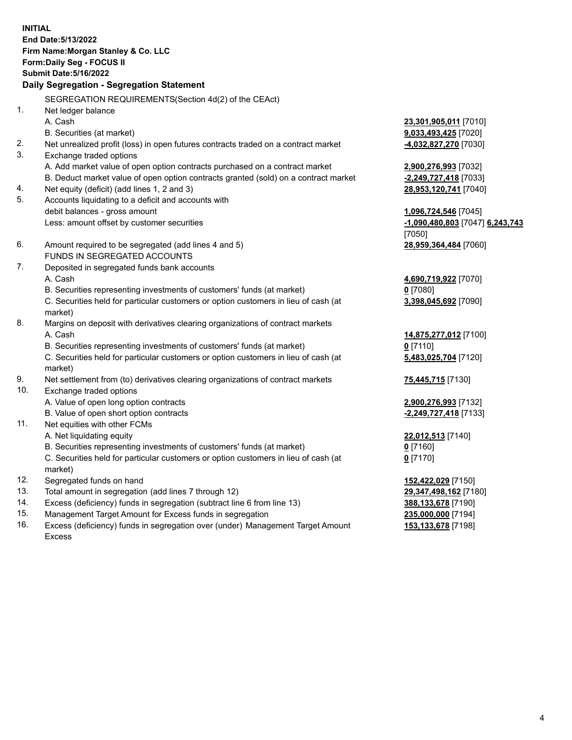**INITIAL**
**End Date:5/13/2022**
**Firm Name:Morgan Stanley & Co. LLC**
**Form:Daily Seg - FOCUS II**
**Submit Date:5/16/2022**

## Daily Segregation - Segregation Statement

SEGREGATION REQUIREMENTS(Section 4d(2) of the CEAct)

| | | |
|---|---|---|
| 1. | Net ledger balance | |
| | A. Cash | **23,301,905,011** [7010] |
| | B. Securities (at market) | **9,033,493,425** [7020] |
| 2. | Net unrealized profit (loss) in open futures contracts traded on a contract market | **-4,032,827,270** [7030] |
| 3. | Exchange traded options | |
| | A. Add market value of open option contracts purchased on a contract market | **2,900,276,993** [7032] |
| | B. Deduct market value of open option contracts granted (sold) on a contract market | **-2,249,727,418** [7033] |
| 4. | Net equity (deficit) (add lines 1, 2 and 3) | **28,953,120,741** [7040] |
| 5. | Accounts liquidating to a deficit and accounts with debit balances - gross amount | **1,096,724,546** [7045] |
| | Less: amount offset by customer securities | **-1,090,480,803** [7047] **6,243,743** [7050] |
| 6. | Amount required to be segregated (add lines 4 and 5) | **28,959,364,484** [7060] |
| | FUNDS IN SEGREGATED ACCOUNTS | |
| 7. | Deposited in segregated funds bank accounts | |
| | A. Cash | **4,690,719,922** [7070] |
| | B. Securities representing investments of customers' funds (at market) | **0** [7080] |
| | C. Securities held for particular customers or option customers in lieu of cash (at market) | **3,398,045,692** [7090] |
| 8. | Margins on deposit with derivatives clearing organizations of contract markets | |
| | A. Cash | **14,875,277,012** [7100] |
| | B. Securities representing investments of customers' funds (at market) | **0** [7110] |
| | C. Securities held for particular customers or option customers in lieu of cash (at market) | **5,483,025,704** [7120] |
| 9. | Net settlement from (to) derivatives clearing organizations of contract markets | **75,445,715** [7130] |
| 10. | Exchange traded options | |
| | A. Value of open long option contracts | **2,900,276,993** [7132] |
| | B. Value of open short option contracts | **-2,249,727,418** [7133] |
| 11. | Net equities with other FCMs | |
| | A. Net liquidating equity | **22,012,513** [7140] |
| | B. Securities representing investments of customers' funds (at market) | **0** [7160] |
| | C. Securities held for particular customers or option customers in lieu of cash (at market) | **0** [7170] |
| 12. | Segregated funds on hand | **152,422,029** [7150] |
| 13. | Total amount in segregation (add lines 7 through 12) | **29,347,498,162** [7180] |
| 14. | Excess (deficiency) funds in segregation (subtract line 6 from line 13) | **388,133,678** [7190] |
| 15. | Management Target Amount for Excess funds in segregation | **235,000,000** [7194] |
| 16. | Excess (deficiency) funds in segregation over (under) Management Target Amount Excess | **153,133,678** [7198] |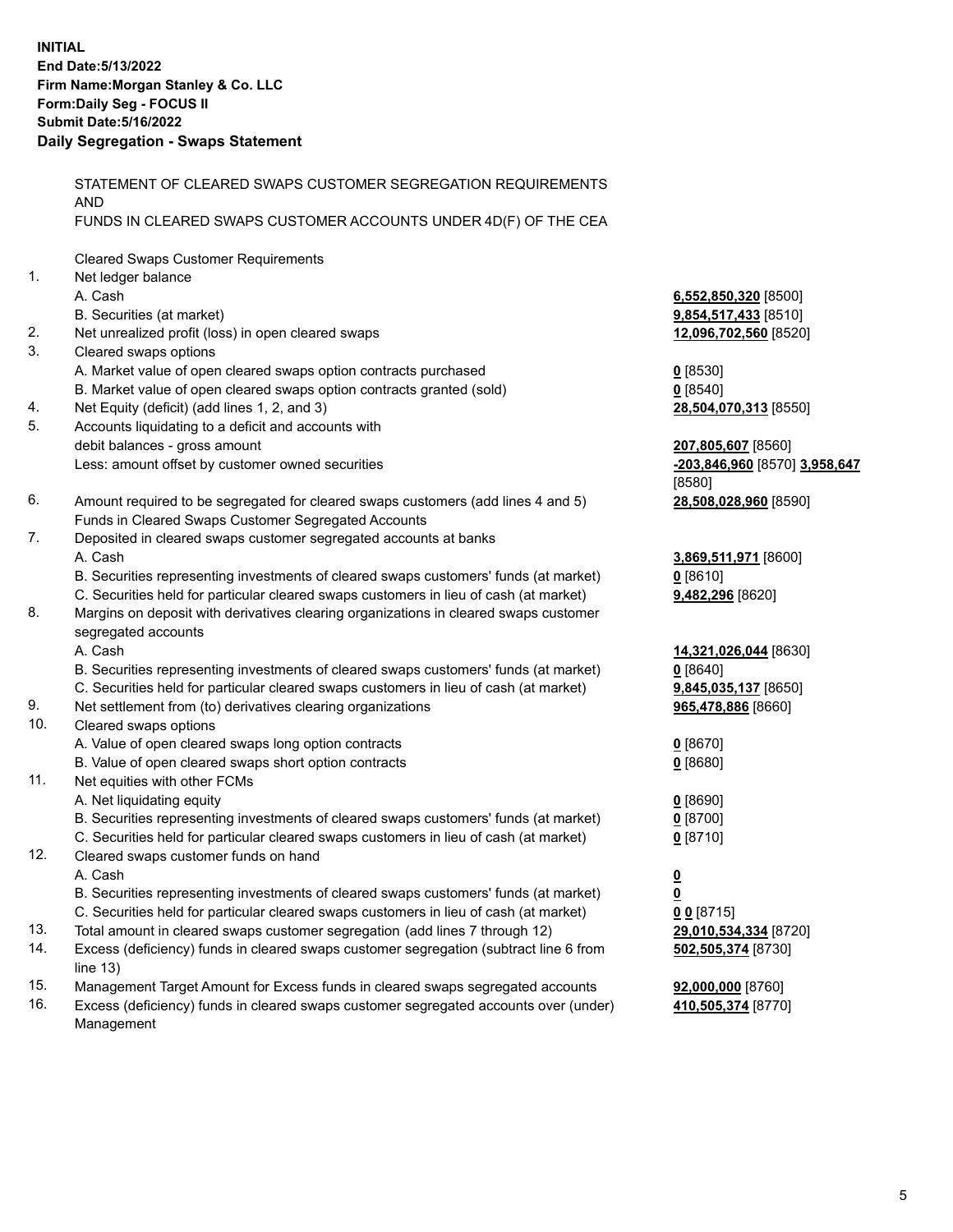**INITIAL**
**End Date:5/13/2022**
**Firm Name:Morgan Stanley & Co. LLC**
**Form:Daily Seg - FOCUS II**
**Submit Date:5/16/2022**
**Daily Segregation - Swaps Statement**

STATEMENT OF CLEARED SWAPS CUSTOMER SEGREGATION REQUIREMENTS AND FUNDS IN CLEARED SWAPS CUSTOMER ACCOUNTS UNDER 4D(F) OF THE CEA

| | | |
|---|---|---|
| | Cleared Swaps Customer Requirements | |
| 1. | Net ledger balance | |
| | A. Cash | **6,552,850,320** [8500] |
| | B. Securities (at market) | **9,854,517,433** [8510] |
| 2. | Net unrealized profit (loss) in open cleared swaps | **12,096,702,560** [8520] |
| 3. | Cleared swaps options | |
| | A. Market value of open cleared swaps option contracts purchased | **0** [8530] |
| | B. Market value of open cleared swaps option contracts granted (sold) | **0** [8540] |
| 4. | Net Equity (deficit) (add lines 1, 2, and 3) | **28,504,070,313** [8550] |
| 5. | Accounts liquidating to a deficit and accounts with debit balances - gross amount | **207,805,607** [8560] |
| | Less: amount offset by customer owned securities | **-203,846,960** [8570] **3,958,647** [8580] |
| 6. | Amount required to be segregated for cleared swaps customers (add lines 4 and 5) | **28,508,028,960** [8590] |
| | Funds in Cleared Swaps Customer Segregated Accounts | |
| 7. | Deposited in cleared swaps customer segregated accounts at banks | |
| | A. Cash | **3,869,511,971** [8600] |
| | B. Securities representing investments of cleared swaps customers' funds (at market) | **0** [8610] |
| | C. Securities held for particular cleared swaps customers in lieu of cash (at market) | **9,482,296** [8620] |
| 8. | Margins on deposit with derivatives clearing organizations in cleared swaps customer segregated accounts | |
| | A. Cash | **14,321,026,044** [8630] |
| | B. Securities representing investments of cleared swaps customers' funds (at market) | **0** [8640] |
| | C. Securities held for particular cleared swaps customers in lieu of cash (at market) | **9,845,035,137** [8650] |
| 9. | Net settlement from (to) derivatives clearing organizations | **965,478,886** [8660] |
| 10. | Cleared swaps options | |
| | A. Value of open cleared swaps long option contracts | **0** [8670] |
| | B. Value of open cleared swaps short option contracts | **0** [8680] |
| 11. | Net equities with other FCMs | |
| | A. Net liquidating equity | **0** [8690] |
| | B. Securities representing investments of cleared swaps customers' funds (at market) | **0** [8700] |
| | C. Securities held for particular cleared swaps customers in lieu of cash (at market) | **0** [8710] |
| 12. | Cleared swaps customer funds on hand | |
| | A. Cash | **0** |
| | B. Securities representing investments of cleared swaps customers' funds (at market) | **0** |
| | C. Securities held for particular cleared swaps customers in lieu of cash (at market) | **0** **0** [8715] |
| 13. | Total amount in cleared swaps customer segregation (add lines 7 through 12) | **29,010,534,334** [8720] |
| 14. | Excess (deficiency) funds in cleared swaps customer segregation (subtract line 6 from line 13) | **502,505,374** [8730] |
| 15. | Management Target Amount for Excess funds in cleared swaps segregated accounts | **92,000,000** [8760] |
| 16. | Excess (deficiency) funds in cleared swaps customer segregated accounts over (under) Management | **410,505,374** [8770] |